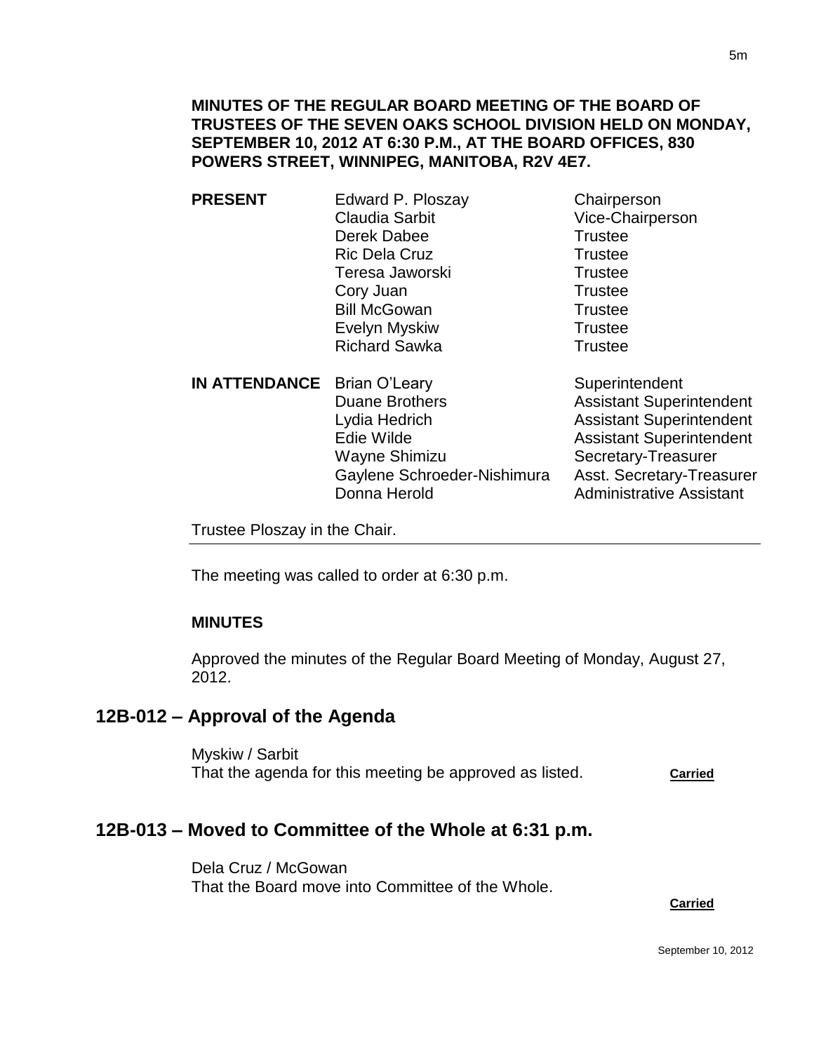**MINUTES OF THE REGULAR BOARD MEETING OF THE BOARD OF TRUSTEES OF THE SEVEN OAKS SCHOOL DIVISION HELD ON MONDAY, SEPTEMBER 10, 2012 AT 6:30 P.M., AT THE BOARD OFFICES, 830 POWERS STREET, WINNIPEG, MANITOBA, R2V 4E7.**

| | | |
|---|---|---|
| **PRESENT** | Edward P. Ploszay | Chairperson |
| | Claudia Sarbit | Vice-Chairperson |
| | Derek Dabee | Trustee |
| | Ric Dela Cruz | Trustee |
| | Teresa Jaworski | Trustee |
| | Cory Juan | Trustee |
| | Bill McGowan | Trustee |
| | Evelyn Myskiw | Trustee |
| | Richard Sawka | Trustee |
| **IN ATTENDANCE** | Brian O'Leary | Superintendent |
| | Duane Brothers | Assistant Superintendent |
| | Lydia Hedrich | Assistant Superintendent |
| | Edie Wilde | Assistant Superintendent |
| | Wayne Shimizu | Secretary-Treasurer |
| | Gaylene Schroeder-Nishimura | Asst. Secretary-Treasurer |
| | Donna Herold | Administrative Assistant |

Trustee Ploszay in the Chair.

The meeting was called to order at 6:30 p.m.

**MINUTES**

Approved the minutes of the Regular Board Meeting of Monday, August 27, 2012.

## 12B-012 – Approval of the Agenda

Myskiw / Sarbit
That the agenda for this meeting be approved as listed. **Carried**

## 12B-013 – Moved to Committee of the Whole at 6:31 p.m.

Dela Cruz / McGowan
That the Board move into Committee of the Whole.

**Carried**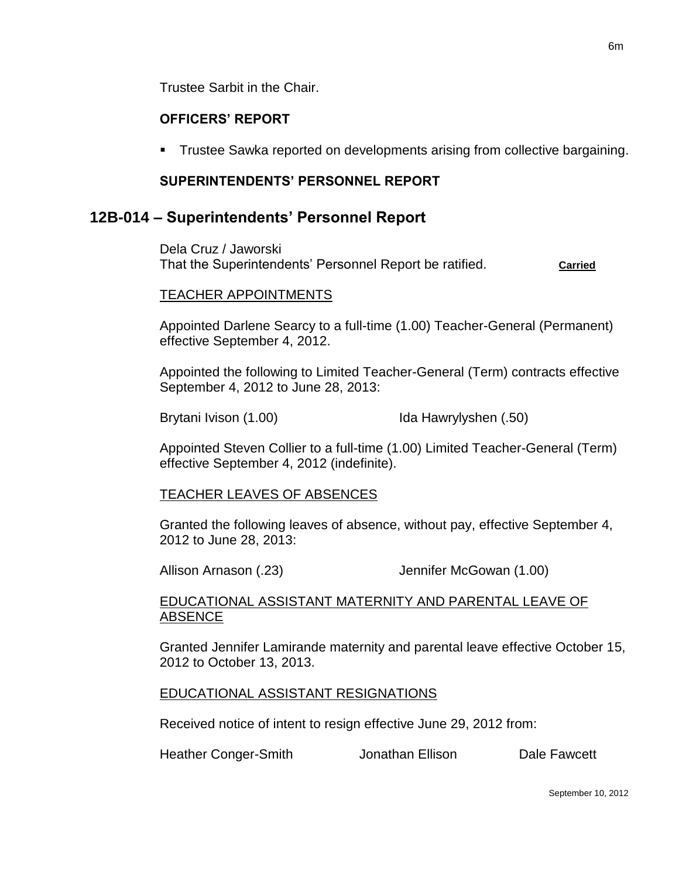Trustee Sarbit in the Chair.

**OFFICERS' REPORT**

- Trustee Sawka reported on developments arising from collective bargaining.

**SUPERINTENDENTS' PERSONNEL REPORT**

## 12B-014 – Superintendents' Personnel Report

Dela Cruz / Jaworski
That the Superintendents' Personnel Report be ratified. **Carried**

TEACHER APPOINTMENTS

Appointed Darlene Searcy to a full-time (1.00) Teacher-General (Permanent) effective September 4, 2012.

Appointed the following to Limited Teacher-General (Term) contracts effective September 4, 2012 to June 28, 2013:

Brytani Ivison (1.00)
Ida Hawrylyshen (.50)

Appointed Steven Collier to a full-time (1.00) Limited Teacher-General (Term) effective September 4, 2012 (indefinite).

TEACHER LEAVES OF ABSENCES

Granted the following leaves of absence, without pay, effective September 4, 2012 to June 28, 2013:

Allison Arnason (.23)
Jennifer McGowan (1.00)

EDUCATIONAL ASSISTANT MATERNITY AND PARENTAL LEAVE OF ABSENCE

Granted Jennifer Lamirande maternity and parental leave effective October 15, 2012 to October 13, 2013.

EDUCATIONAL ASSISTANT RESIGNATIONS

Received notice of intent to resign effective June 29, 2012 from:

Heather Conger-Smith
Jonathan Ellison
Dale Fawcett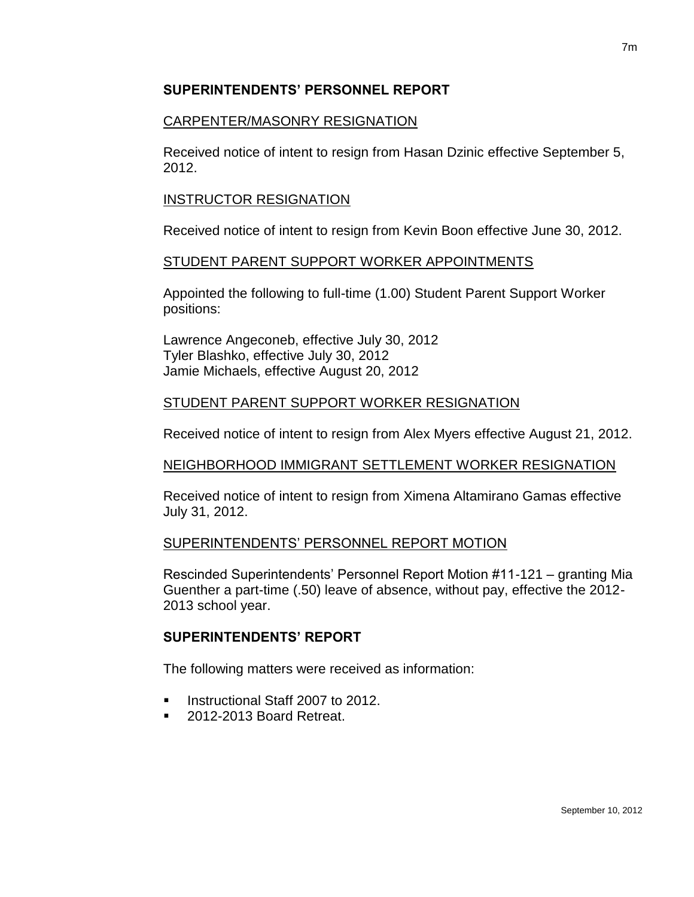## SUPERINTENDENTS' PERSONNEL REPORT

CARPENTER/MASONRY RESIGNATION

Received notice of intent to resign from Hasan Dzinic effective September 5, 2012.

INSTRUCTOR RESIGNATION

Received notice of intent to resign from Kevin Boon effective June 30, 2012.

STUDENT PARENT SUPPORT WORKER APPOINTMENTS

Appointed the following to full-time (1.00) Student Parent Support Worker positions:

Lawrence Angeconeb, effective July 30, 2012
Tyler Blashko, effective July 30, 2012
Jamie Michaels, effective August 20, 2012

STUDENT PARENT SUPPORT WORKER RESIGNATION

Received notice of intent to resign from Alex Myers effective August 21, 2012.

NEIGHBORHOOD IMMIGRANT SETTLEMENT WORKER RESIGNATION

Received notice of intent to resign from Ximena Altamirano Gamas effective July 31, 2012.

SUPERINTENDENTS' PERSONNEL REPORT MOTION

Rescinded Superintendents' Personnel Report Motion #11-121 – granting Mia Guenther a part-time (.50) leave of absence, without pay, effective the 2012-2013 school year.

## SUPERINTENDENTS' REPORT

The following matters were received as information:

- Instructional Staff 2007 to 2012.
- 2012-2013 Board Retreat.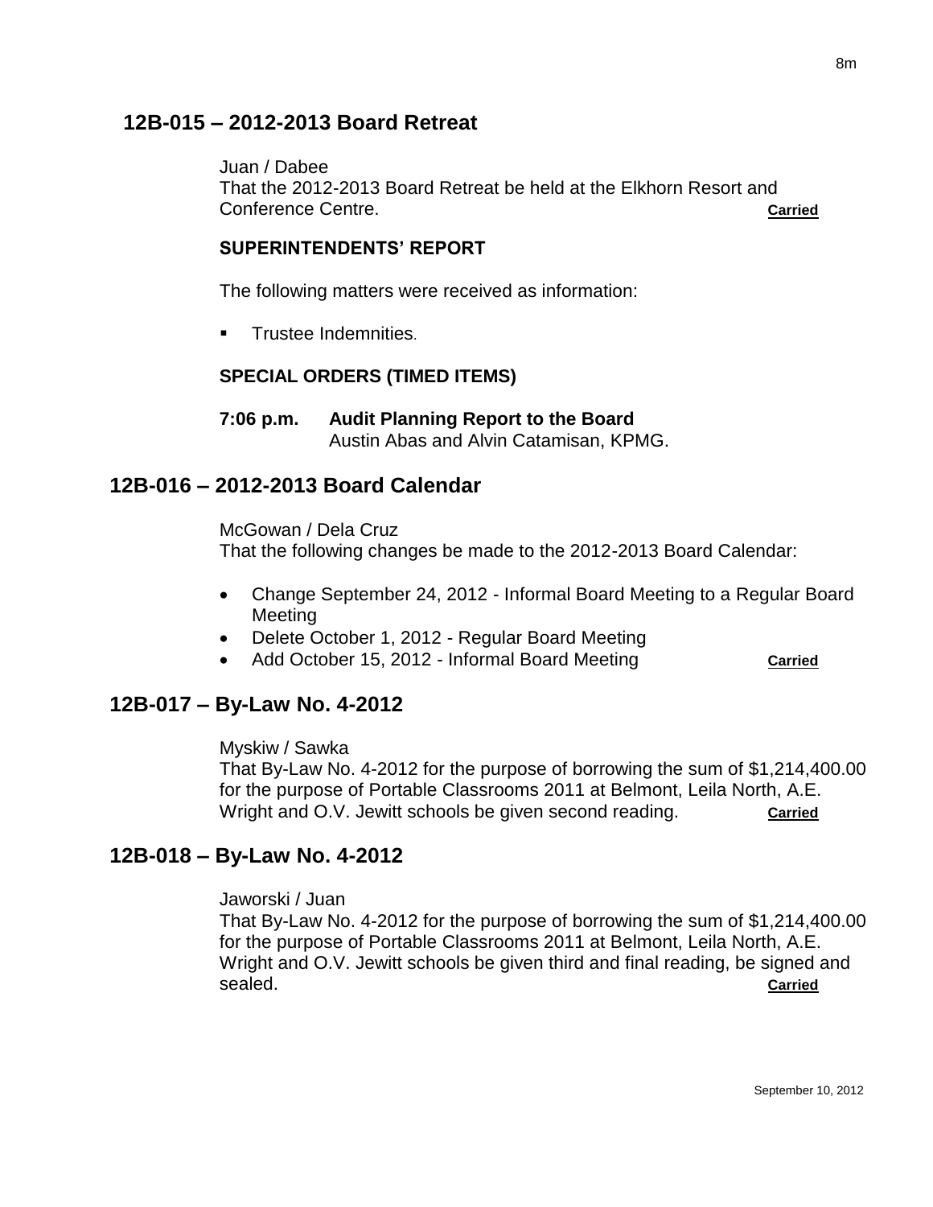## 12B-015 – 2012-2013 Board Retreat

Juan / Dabee
That the 2012-2013 Board Retreat be held at the Elkhorn Resort and Conference Centre. **Carried**

### SUPERINTENDENTS' REPORT

The following matters were received as information:

- Trustee Indemnities.

### SPECIAL ORDERS (TIMED ITEMS)

**7:06 p.m. Audit Planning Report to the Board**
Austin Abas and Alvin Catamisan, KPMG.

## 12B-016 – 2012-2013 Board Calendar

McGowan / Dela Cruz
That the following changes be made to the 2012-2013 Board Calendar:

- Change September 24, 2012 - Informal Board Meeting to a Regular Board Meeting
- Delete October 1, 2012 - Regular Board Meeting
- Add October 15, 2012 - Informal Board Meeting **Carried**

## 12B-017 – By-Law No. 4-2012

Myskiw / Sawka
That By-Law No. 4-2012 for the purpose of borrowing the sum of $1,214,400.00 for the purpose of Portable Classrooms 2011 at Belmont, Leila North, A.E. Wright and O.V. Jewitt schools be given second reading. **Carried**

## 12B-018 – By-Law No. 4-2012

Jaworski / Juan
That By-Law No. 4-2012 for the purpose of borrowing the sum of $1,214,400.00 for the purpose of Portable Classrooms 2011 at Belmont, Leila North, A.E. Wright and O.V. Jewitt schools be given third and final reading, be signed and sealed. **Carried**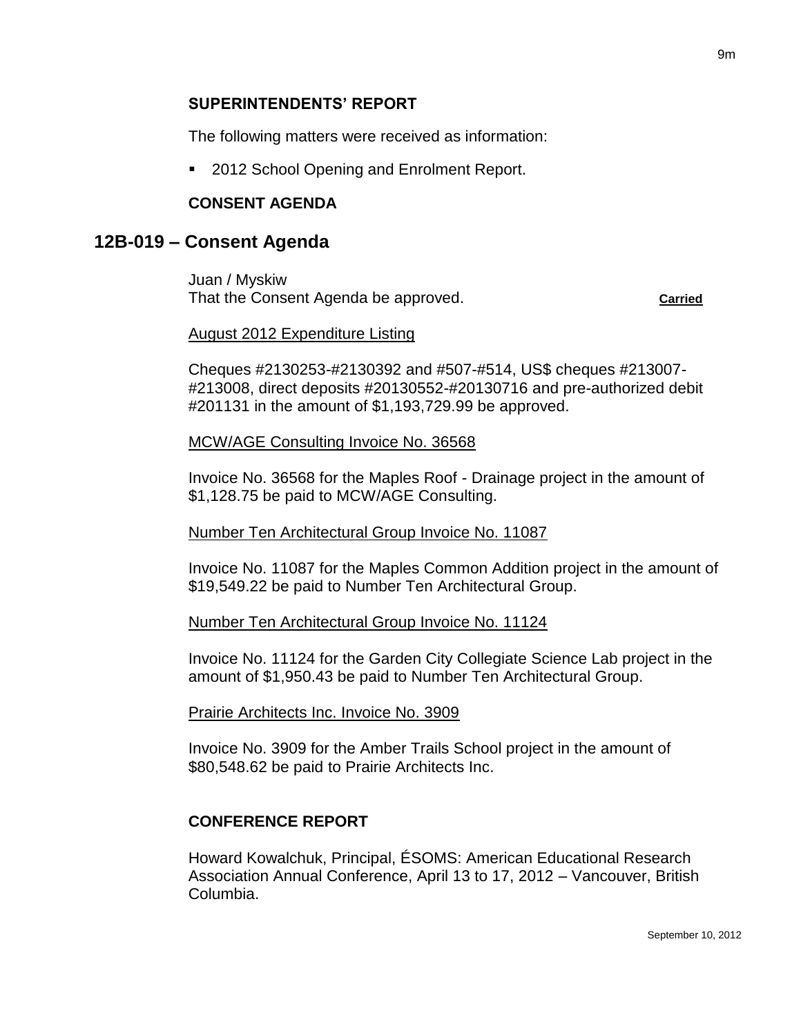**SUPERINTENDENTS' REPORT**

The following matters were received as information:

- 2012 School Opening and Enrolment Report.

**CONSENT AGENDA**

## 12B-019 – Consent Agenda

Juan / Myskiw
That the Consent Agenda be approved. **Carried**

August 2012 Expenditure Listing

Cheques #2130253-#2130392 and #507-#514, US$ cheques #213007-#213008, direct deposits #20130552-#20130716 and pre-authorized debit #201131 in the amount of $1,193,729.99 be approved.

MCW/AGE Consulting Invoice No. 36568

Invoice No. 36568 for the Maples Roof - Drainage project in the amount of $1,128.75 be paid to MCW/AGE Consulting.

Number Ten Architectural Group Invoice No. 11087

Invoice No. 11087 for the Maples Common Addition project in the amount of $19,549.22 be paid to Number Ten Architectural Group.

Number Ten Architectural Group Invoice No. 11124

Invoice No. 11124 for the Garden City Collegiate Science Lab project in the amount of $1,950.43 be paid to Number Ten Architectural Group.

Prairie Architects Inc. Invoice No. 3909

Invoice No. 3909 for the Amber Trails School project in the amount of $80,548.62 be paid to Prairie Architects Inc.

**CONFERENCE REPORT**

Howard Kowalchuk, Principal, ÉSOMS: American Educational Research Association Annual Conference, April 13 to 17, 2012 – Vancouver, British Columbia.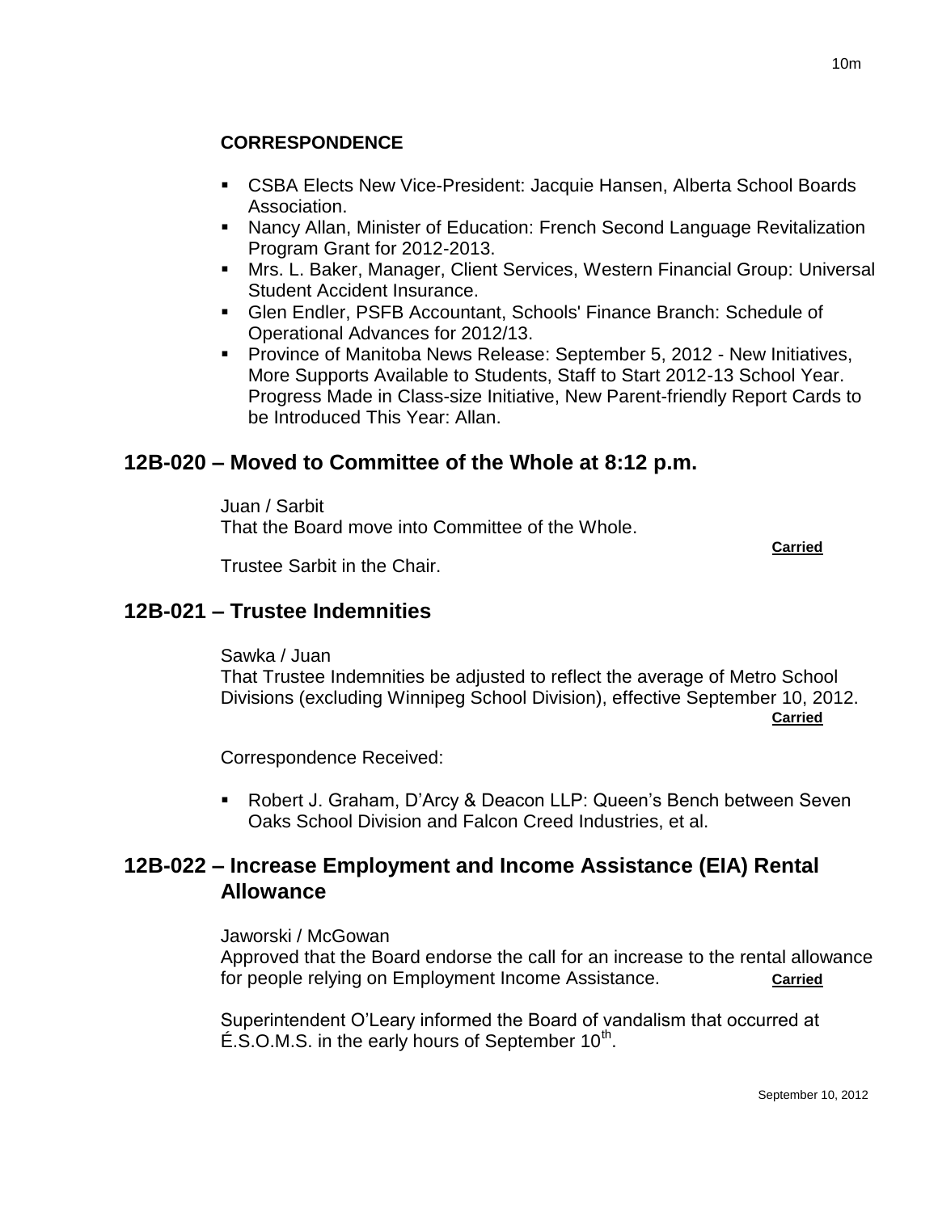**CORRESPONDENCE**

- CSBA Elects New Vice-President: Jacquie Hansen, Alberta School Boards Association.
- Nancy Allan, Minister of Education: French Second Language Revitalization Program Grant for 2012-2013.
- Mrs. L. Baker, Manager, Client Services, Western Financial Group: Universal Student Accident Insurance.
- Glen Endler, PSFB Accountant, Schools' Finance Branch: Schedule of Operational Advances for 2012/13.
- Province of Manitoba News Release: September 5, 2012 - New Initiatives, More Supports Available to Students, Staff to Start 2012-13 School Year. Progress Made in Class-size Initiative, New Parent-friendly Report Cards to be Introduced This Year: Allan.

## 12B-020 – Moved to Committee of the Whole at 8:12 p.m.

Juan / Sarbit
That the Board move into Committee of the Whole.

**Carried**

Trustee Sarbit in the Chair.

## 12B-021 – Trustee Indemnities

Sawka / Juan
That Trustee Indemnities be adjusted to reflect the average of Metro School Divisions (excluding Winnipeg School Division), effective September 10, 2012.

**Carried**

Correspondence Received:

- Robert J. Graham, D'Arcy & Deacon LLP: Queen's Bench between Seven Oaks School Division and Falcon Creed Industries, et al.

## 12B-022 – Increase Employment and Income Assistance (EIA) Rental Allowance

Jaworski / McGowan
Approved that the Board endorse the call for an increase to the rental allowance for people relying on Employment Income Assistance. **Carried**

Superintendent O'Leary informed the Board of vandalism that occurred at É.S.O.M.S. in the early hours of September 10th.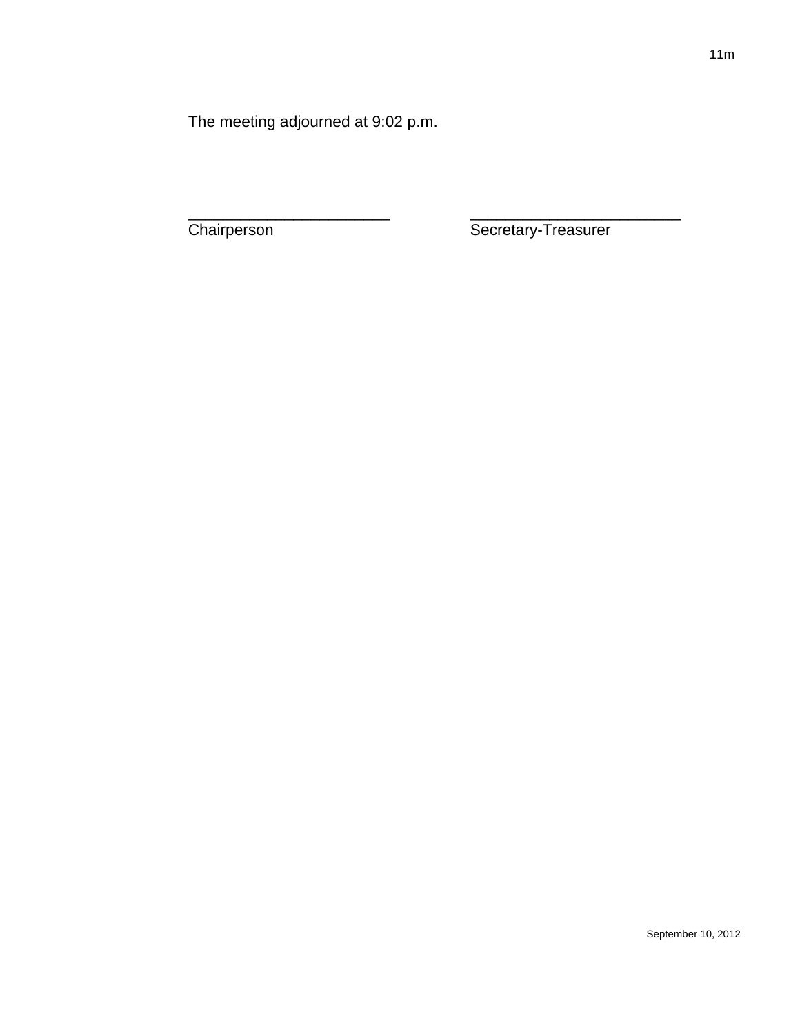The meeting adjourned at 9:02 p.m.

________________________ ________________________
Chairperson Secretary-Treasurer